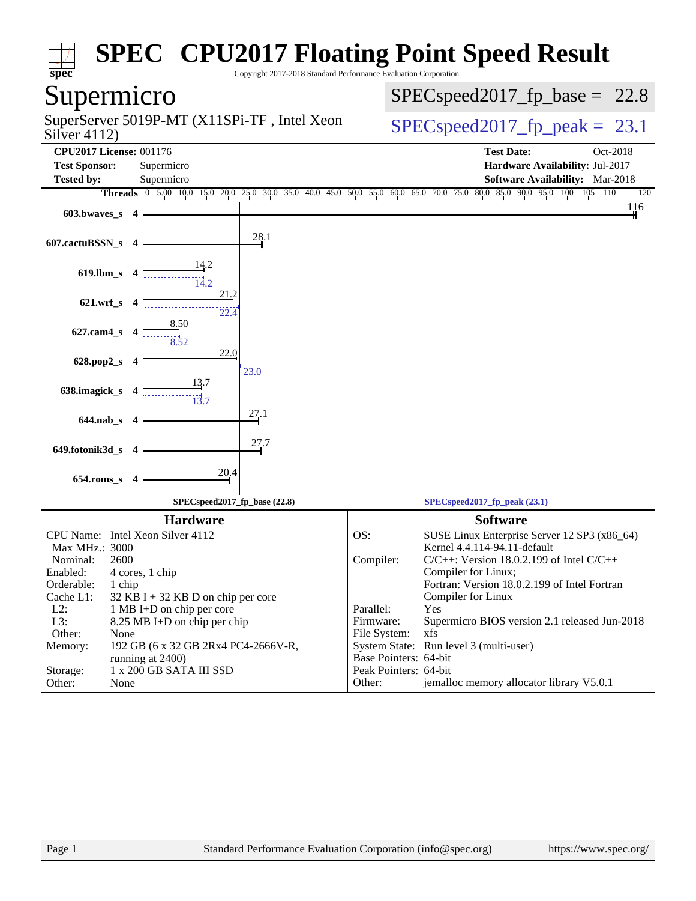# SPEC® CPU2017 Floating Point Speed Result

Copyright 2017-2018 Standard Performance Evaluation Corporation

## Supermicro

SuperServer 5019P-MT (X11SPi-TF , Intel Xeon Silver 4112)

SPECspeed2017_fp_base = 22.8

SPECspeed2017_fp_peak = 23.1

**CPU2017 License:** 001176
**Test Sponsor:** Supermicro
**Tested by:** Supermicro

**Test Date:** Oct-2018
**Hardware Availability:** Jul-2017
**Software Availability:** Mar-2018

| Benchmark | Threads | Base | Peak |
|---|---|---|---|
| 603.bwaves_s | 4 | 116 | |
| 607.cactuBSSN_s | 4 | 28.1 | |
| 619.lbm_s | 4 | 14.2 | 14.2 |
| 621.wrf_s | 4 | 21.2 | 22.4 |
| 627.cam4_s | 4 | 8.50 | 8.52 |
| 628.pop2_s | 4 | 22.0 | 23.0 |
| 638.imagick_s | 4 | 13.7 | 13.7 |
| 644.nab_s | 4 | 27.1 | |
| 649.fotonik3d_s | 4 | 27.7 | |
| 654.roms_s | 4 | 20.4 | |

SPECspeed2017_fp_base (22.8) — SPECspeed2017_fp_peak (23.1)

### Hardware

| | |
|---|---|
| CPU Name: | Intel Xeon Silver 4112 |
| Max MHz.: | 3000 |
| Nominal: | 2600 |
| Enabled: | 4 cores, 1 chip |
| Orderable: | 1 chip |
| Cache L1: | 32 KB I + 32 KB D on chip per core |
| L2: | 1 MB I+D on chip per core |
| L3: | 8.25 MB I+D on chip per chip |
| Other: | None |
| Memory: | 192 GB (6 x 32 GB 2Rx4 PC4-2666V-R, running at 2400) |
| Storage: | 1 x 200 GB SATA III SSD |
| Other: | None |

### Software

| | |
|---|---|
| OS: | SUSE Linux Enterprise Server 12 SP3 (x86_64) Kernel 4.4.114-94.11-default |
| Compiler: | C/C++: Version 18.0.2.199 of Intel C/C++ Compiler for Linux; Fortran: Version 18.0.2.199 of Intel Fortran Compiler for Linux |
| Parallel: | Yes |
| Firmware: | Supermicro BIOS version 2.1 released Jun-2018 |
| File System: | xfs |
| System State: | Run level 3 (multi-user) |
| Base Pointers: | 64-bit |
| Peak Pointers: | 64-bit |
| Other: | jemalloc memory allocator library V5.0.1 |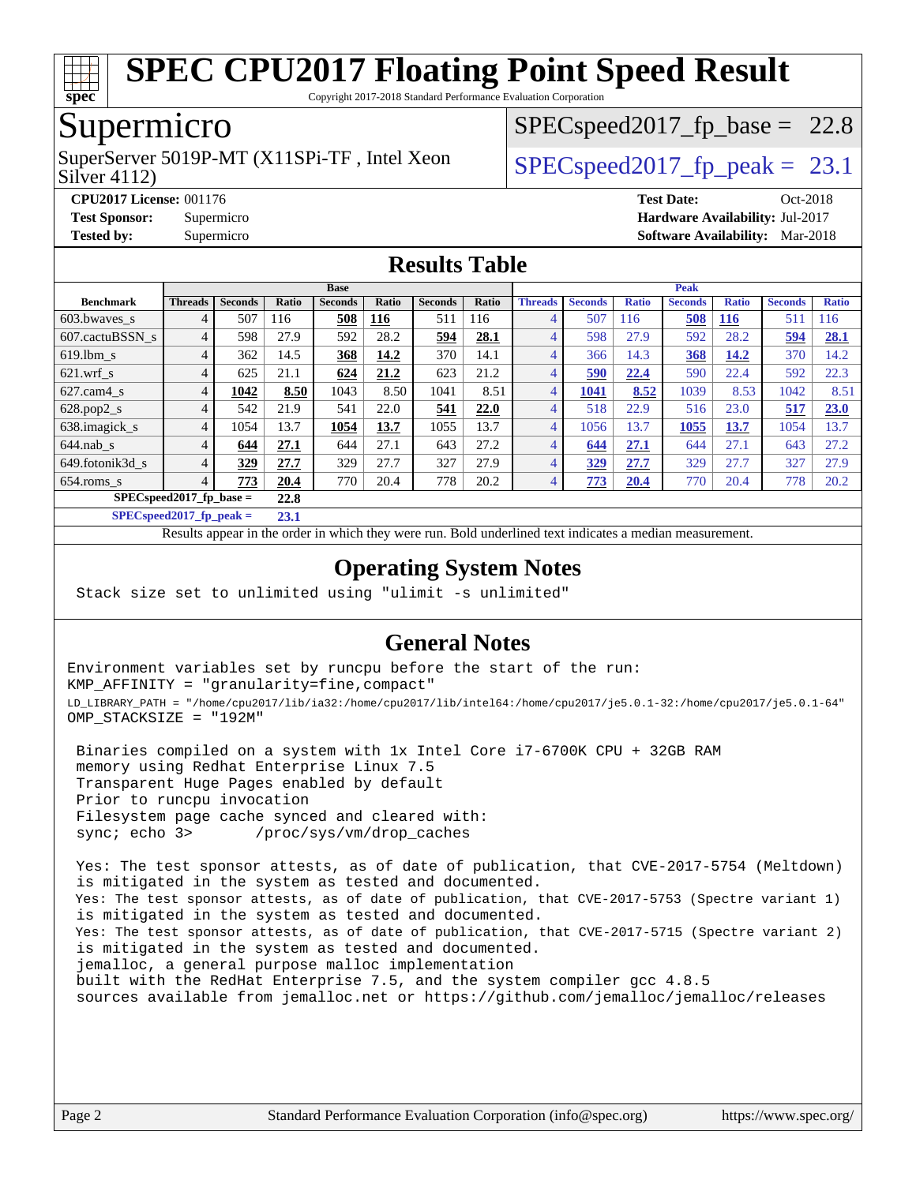# SPEC CPU2017 Floating Point Speed Result

Copyright 2017-2018 Standard Performance Evaluation Corporation

## Supermicro

SuperServer 5019P-MT (X11SPi-TF , Intel Xeon Silver 4112)

SPECspeed2017_fp_base = 22.8

SPECspeed2017_fp_peak = 23.1

**CPU2017 License:** 001176
**Test Sponsor:** Supermicro
**Tested by:** Supermicro

**Test Date:** Oct-2018
**Hardware Availability:** Jul-2017
**Software Availability:** Mar-2018

## Results Table

| Benchmark | Base | | | | | | | Peak | | | | | | |
|---|---|---|---|---|---|---|---|---|---|---|---|---|---|---|
| | Threads | Seconds | Ratio | Seconds | Ratio | Seconds | Ratio | Threads | Seconds | Ratio | Seconds | Ratio | Seconds | Ratio |
| 603.bwaves_s | 4 | 507 | 116 | **508** | **116** | 511 | 116 | 4 | 507 | 116 | **508** | **116** | 511 | 116 |
| 607.cactuBSSN_s | 4 | 598 | 27.9 | 592 | 28.2 | **594** | **28.1** | 4 | 598 | 27.9 | 592 | 28.2 | **594** | **28.1** |
| 619.lbm_s | 4 | 362 | 14.5 | **368** | **14.2** | 370 | 14.1 | 4 | 366 | 14.3 | **368** | **14.2** | 370 | 14.2 |
| 621.wrf_s | 4 | 625 | 21.1 | **624** | **21.2** | 623 | 21.2 | 4 | **590** | **22.4** | 590 | 22.4 | 592 | 22.3 |
| 627.cam4_s | 4 | **1042** | **8.50** | 1043 | 8.50 | 1041 | 8.51 | 4 | **1041** | **8.52** | 1039 | 8.53 | 1042 | 8.51 |
| 628.pop2_s | 4 | 542 | 21.9 | 541 | 22.0 | **541** | **22.0** | 4 | 518 | 22.9 | 516 | 23.0 | **517** | **23.0** |
| 638.imagick_s | 4 | 1054 | 13.7 | **1054** | **13.7** | 1055 | 13.7 | 4 | 1056 | 13.7 | **1055** | **13.7** | 1054 | 13.7 |
| 644.nab_s | 4 | **644** | **27.1** | 644 | 27.1 | 643 | 27.2 | 4 | **644** | **27.1** | 644 | 27.1 | 643 | 27.2 |
| 649.fotonik3d_s | 4 | **329** | **27.7** | 329 | 27.7 | 327 | 27.9 | 4 | **329** | **27.7** | 329 | 27.7 | 327 | 27.9 |
| 654.roms_s | 4 | **773** | **20.4** | 770 | 20.4 | 778 | 20.2 | 4 | **773** | **20.4** | 770 | 20.4 | 778 | 20.2 |

SPECspeed2017_fp_base = **22.8**

SPECspeed2017_fp_peak = **23.1**

Results appear in the order in which they were run. Bold underlined text indicates a median measurement.

## Operating System Notes

```
Stack size set to unlimited using "ulimit -s unlimited"
```

## General Notes

```
Environment variables set by runcpu before the start of the run:
KMP_AFFINITY = "granularity=fine,compact"
LD_LIBRARY_PATH = "/home/cpu2017/lib/ia32:/home/cpu2017/lib/intel64:/home/cpu2017/je5.0.1-32:/home/cpu2017/je5.0.1-64"
OMP_STACKSIZE = "192M"

 Binaries compiled on a system with 1x Intel Core i7-6700K CPU + 32GB RAM
 memory using Redhat Enterprise Linux 7.5
 Transparent Huge Pages enabled by default
 Prior to runcpu invocation
 Filesystem page cache synced and cleared with:
 sync; echo 3>       /proc/sys/vm/drop_caches

 Yes: The test sponsor attests, as of date of publication, that CVE-2017-5754 (Meltdown)
 is mitigated in the system as tested and documented.
 Yes: The test sponsor attests, as of date of publication, that CVE-2017-5753 (Spectre variant 1)
 is mitigated in the system as tested and documented.
 Yes: The test sponsor attests, as of date of publication, that CVE-2017-5715 (Spectre variant 2)
 is mitigated in the system as tested and documented.
 jemalloc, a general purpose malloc implementation
 built with the RedHat Enterprise 7.5, and the system compiler gcc 4.8.5
 sources available from jemalloc.net or https://github.com/jemalloc/jemalloc/releases
```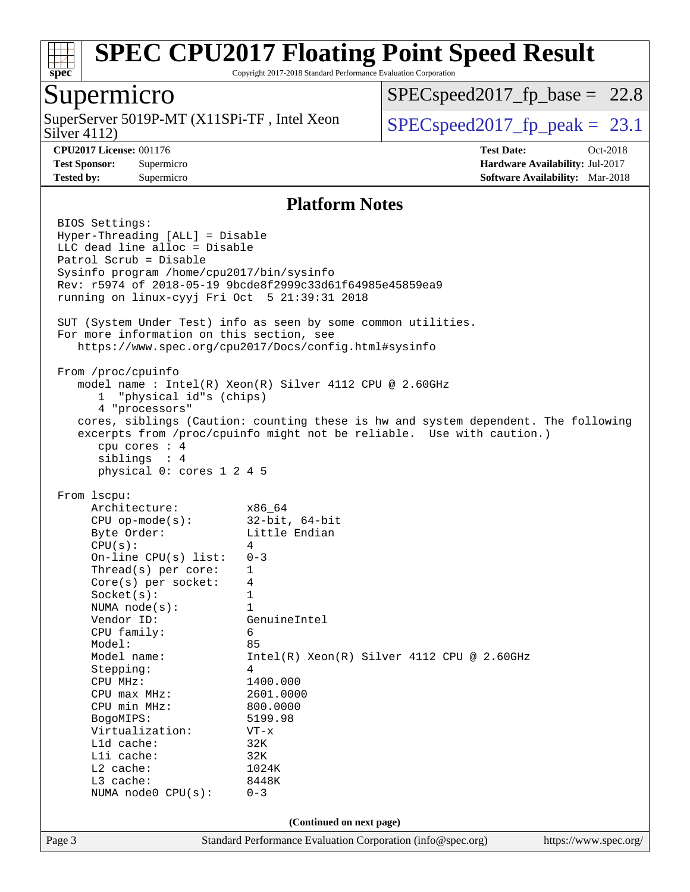# SPEC CPU2017 Floating Point Speed Result

Copyright 2017-2018 Standard Performance Evaluation Corporation

## Supermicro

SuperServer 5019P-MT (X11SPi-TF , Intel Xeon Silver 4112)

SPECspeed2017_fp_base = 22.8

SPECspeed2017_fp_peak = 23.1

**CPU2017 License:** 001176
**Test Sponsor:** Supermicro
**Tested by:** Supermicro

**Test Date:** Oct-2018
**Hardware Availability:** Jul-2017
**Software Availability:** Mar-2018

### Platform Notes

```
BIOS Settings:
Hyper-Threading [ALL] = Disable
LLC dead line alloc = Disable
Patrol Scrub = Disable
Sysinfo program /home/cpu2017/bin/sysinfo
Rev: r5974 of 2018-05-19 9bcde8f2999c33d61f64985e45859ea9
running on linux-cyyj Fri Oct  5 21:39:31 2018

SUT (System Under Test) info as seen by some common utilities.
For more information on this section, see
   https://www.spec.org/cpu2017/Docs/config.html#sysinfo

From /proc/cpuinfo
   model name : Intel(R) Xeon(R) Silver 4112 CPU @ 2.60GHz
      1  "physical id"s (chips)
      4 "processors"
   cores, siblings (Caution: counting these is hw and system dependent. The following
   excerpts from /proc/cpuinfo might not be reliable.  Use with caution.)
      cpu cores : 4
      siblings  : 4
      physical 0: cores 1 2 4 5

From lscpu:
     Architecture:          x86_64
     CPU op-mode(s):        32-bit, 64-bit
     Byte Order:            Little Endian
     CPU(s):                4
     On-line CPU(s) list:   0-3
     Thread(s) per core:    1
     Core(s) per socket:    4
     Socket(s):             1
     NUMA node(s):          1
     Vendor ID:             GenuineIntel
     CPU family:            6
     Model:                 85
     Model name:            Intel(R) Xeon(R) Silver 4112 CPU @ 2.60GHz
     Stepping:              4
     CPU MHz:               1400.000
     CPU max MHz:           2601.0000
     CPU min MHz:           800.0000
     BogoMIPS:              5199.98
     Virtualization:        VT-x
     L1d cache:             32K
     L1i cache:             32K
     L2 cache:              1024K
     L3 cache:              8448K
     NUMA node0 CPU(s):     0-3
```

(Continued on next page)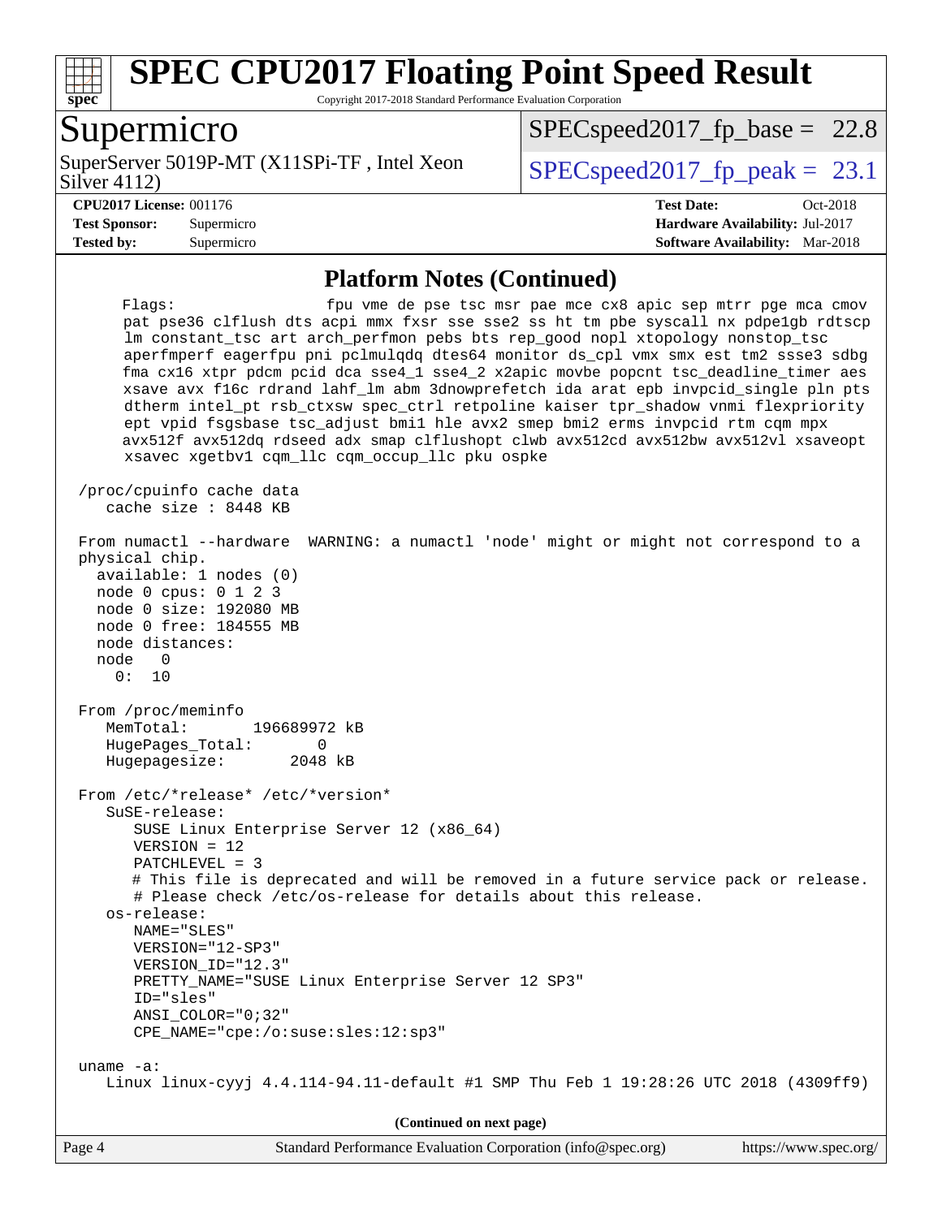## Platform Notes (Continued)

```
     Flags:                  fpu vme de pse tsc msr pae mce cx8 apic sep mtrr pge mca cmov
     pat pse36 clflush dts acpi mmx fxsr sse sse2 ss ht tm pbe syscall nx pdpe1gb rdtscp
     lm constant_tsc art arch_perfmon pebs bts rep_good nopl xtopology nonstop_tsc
     aperfmperf eagerfpu pni pclmulqdq dtes64 monitor ds_cpl vmx smx est tm2 ssse3 sdbg
     fma cx16 xtpr pdcm pcid dca sse4_1 sse4_2 x2apic movbe popcnt tsc_deadline_timer aes
     xsave avx f16c rdrand lahf_lm abm 3dnowprefetch ida arat epb invpcid_single pln pts
     dtherm intel_pt rsb_ctxsw spec_ctrl retpoline kaiser tpr_shadow vnmi flexpriority
     ept vpid fsgsbase tsc_adjust bmi1 hle avx2 smep bmi2 erms invpcid rtm cqm mpx
     avx512f avx512dq rdseed adx smap clflushopt clwb avx512cd avx512bw avx512vl xsaveopt
     xsavec xgetbv1 cqm_llc cqm_occup_llc pku ospke

 /proc/cpuinfo cache data
    cache size : 8448 KB

 From numactl --hardware  WARNING: a numactl 'node' might or might not correspond to a
 physical chip.
   available: 1 nodes (0)
   node 0 cpus: 0 1 2 3
   node 0 size: 192080 MB
   node 0 free: 184555 MB
   node distances:
   node   0
     0:  10

 From /proc/meminfo
    MemTotal:       196689972 kB
    HugePages_Total:       0
    Hugepagesize:       2048 kB

 From /etc/*release* /etc/*version*
    SuSE-release:
       SUSE Linux Enterprise Server 12 (x86_64)
       VERSION = 12
       PATCHLEVEL = 3
       # This file is deprecated and will be removed in a future service pack or release.
       # Please check /etc/os-release for details about this release.
    os-release:
       NAME="SLES"
       VERSION="12-SP3"
       VERSION_ID="12.3"
       PRETTY_NAME="SUSE Linux Enterprise Server 12 SP3"
       ID="sles"
       ANSI_COLOR="0;32"
       CPE_NAME="cpe:/o:suse:sles:12:sp3"

 uname -a:
    Linux linux-cyyj 4.4.114-94.11-default #1 SMP Thu Feb 1 19:28:26 UTC 2018 (4309ff9)
```

(Continued on next page)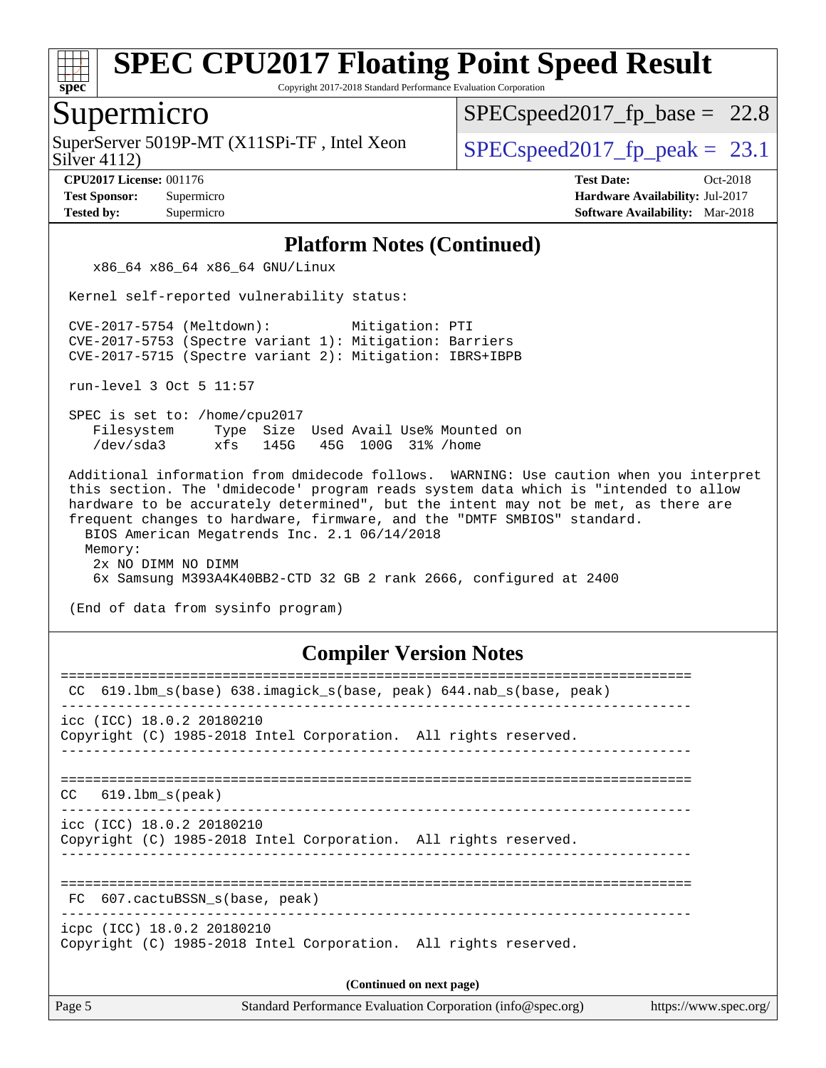# SPEC CPU2017 Floating Point Speed Result

Copyright 2017-2018 Standard Performance Evaluation Corporation

## Supermicro

SuperServer 5019P-MT (X11SPi-TF , Intel Xeon Silver 4112)

SPECspeed2017_fp_base = 22.8

SPECspeed2017_fp_peak = 23.1

**CPU2017 License:** 001176
**Test Sponsor:** Supermicro
**Tested by:** Supermicro

**Test Date:** Oct-2018
**Hardware Availability:** Jul-2017
**Software Availability:** Mar-2018

### Platform Notes (Continued)

```
    x86_64 x86_64 x86_64 GNU/Linux

 Kernel self-reported vulnerability status:

 CVE-2017-5754 (Meltdown):          Mitigation: PTI
 CVE-2017-5753 (Spectre variant 1): Mitigation: Barriers
 CVE-2017-5715 (Spectre variant 2): Mitigation: IBRS+IBPB

 run-level 3 Oct 5 11:57

 SPEC is set to: /home/cpu2017
    Filesystem     Type  Size  Used Avail Use% Mounted on
    /dev/sda3      xfs   145G   45G  100G  31% /home

 Additional information from dmidecode follows.  WARNING: Use caution when you interpret
 this section. The 'dmidecode' program reads system data which is "intended to allow
 hardware to be accurately determined", but the intent may not be met, as there are
 frequent changes to hardware, firmware, and the "DMTF SMBIOS" standard.
   BIOS American Megatrends Inc. 2.1 06/14/2018
   Memory:
    2x NO DIMM NO DIMM
    6x Samsung M393A4K40BB2-CTD 32 GB 2 rank 2666, configured at 2400

 (End of data from sysinfo program)
```

### Compiler Version Notes

```
==============================================================================
 CC  619.lbm_s(base) 638.imagick_s(base, peak) 644.nab_s(base, peak)
------------------------------------------------------------------------------
icc (ICC) 18.0.2 20180210
Copyright (C) 1985-2018 Intel Corporation.  All rights reserved.
------------------------------------------------------------------------------

==============================================================================
CC   619.lbm_s(peak)
------------------------------------------------------------------------------
icc (ICC) 18.0.2 20180210
Copyright (C) 1985-2018 Intel Corporation.  All rights reserved.
------------------------------------------------------------------------------

==============================================================================
 FC  607.cactuBSSN_s(base, peak)
------------------------------------------------------------------------------
icpc (ICC) 18.0.2 20180210
Copyright (C) 1985-2018 Intel Corporation.  All rights reserved.
```

**(Continued on next page)**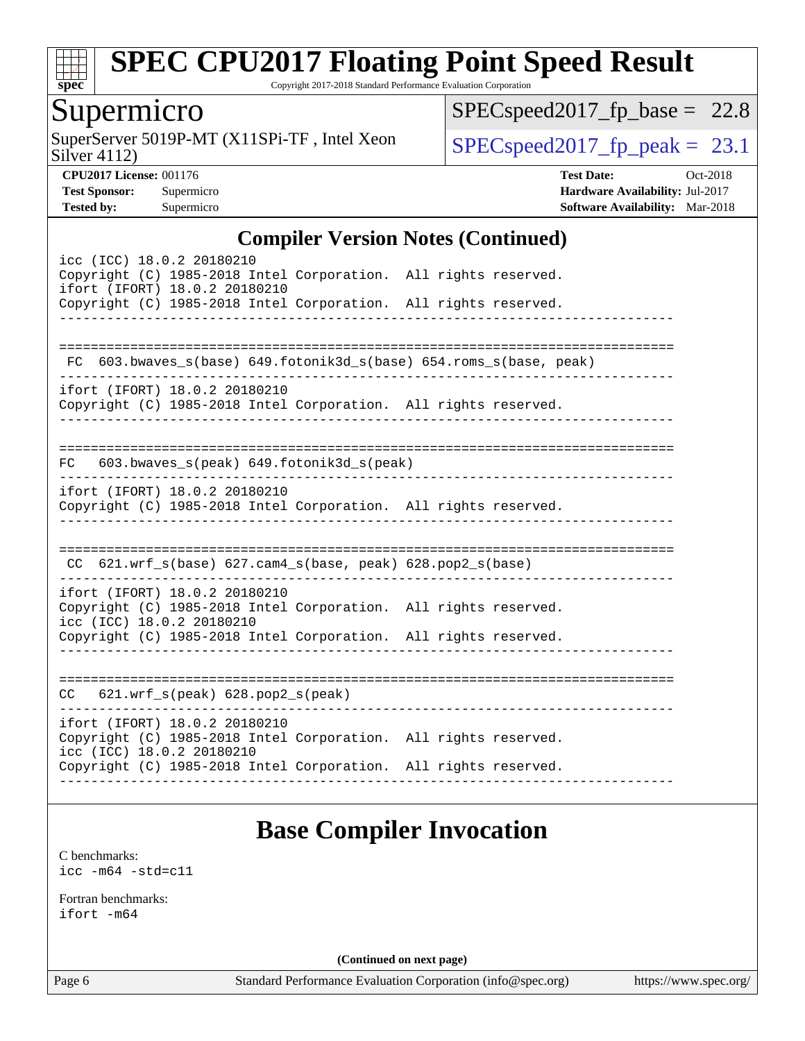## Compiler Version Notes (Continued)

```
icc (ICC) 18.0.2 20180210
Copyright (C) 1985-2018 Intel Corporation.  All rights reserved.
ifort (IFORT) 18.0.2 20180210
Copyright (C) 1985-2018 Intel Corporation.  All rights reserved.
------------------------------------------------------------------------------

==============================================================================
 FC  603.bwaves_s(base) 649.fotonik3d_s(base) 654.roms_s(base, peak)
------------------------------------------------------------------------------
ifort (IFORT) 18.0.2 20180210
Copyright (C) 1985-2018 Intel Corporation.  All rights reserved.
------------------------------------------------------------------------------

==============================================================================
FC   603.bwaves_s(peak) 649.fotonik3d_s(peak)
------------------------------------------------------------------------------
ifort (IFORT) 18.0.2 20180210
Copyright (C) 1985-2018 Intel Corporation.  All rights reserved.
------------------------------------------------------------------------------

==============================================================================
 CC  621.wrf_s(base) 627.cam4_s(base, peak) 628.pop2_s(base)
------------------------------------------------------------------------------
ifort (IFORT) 18.0.2 20180210
Copyright (C) 1985-2018 Intel Corporation.  All rights reserved.
icc (ICC) 18.0.2 20180210
Copyright (C) 1985-2018 Intel Corporation.  All rights reserved.
------------------------------------------------------------------------------

==============================================================================
CC   621.wrf_s(peak) 628.pop2_s(peak)
------------------------------------------------------------------------------
ifort (IFORT) 18.0.2 20180210
Copyright (C) 1985-2018 Intel Corporation.  All rights reserved.
icc (ICC) 18.0.2 20180210
Copyright (C) 1985-2018 Intel Corporation.  All rights reserved.
------------------------------------------------------------------------------
```

## Base Compiler Invocation

C benchmarks:
`icc -m64 -std=c11`

Fortran benchmarks:
`ifort -m64`

**(Continued on next page)**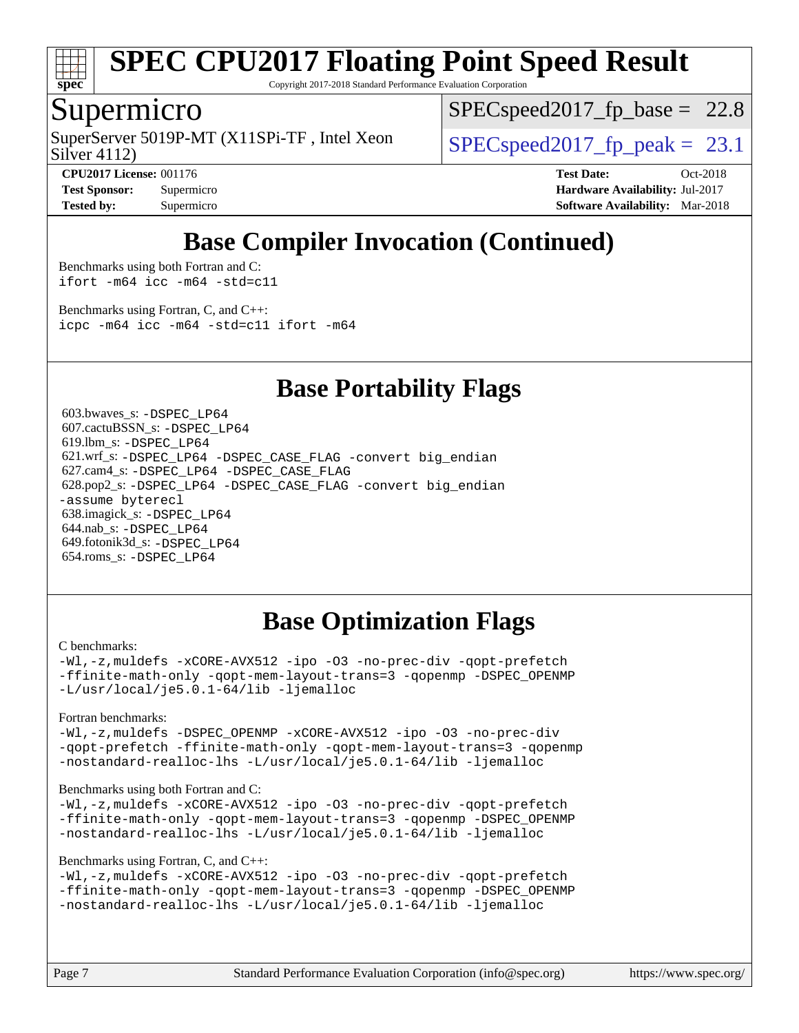# Base Compiler Invocation (Continued)

Benchmarks using both Fortran and C:
```
ifort -m64 icc -m64 -std=c11
```

Benchmarks using Fortran, C, and C++:
```
icpc -m64 icc -m64 -std=c11 ifort -m64
```

# Base Portability Flags

603.bwaves_s: -DSPEC_LP64
607.cactuBSSN_s: -DSPEC_LP64
619.lbm_s: -DSPEC_LP64
621.wrf_s: -DSPEC_LP64 -DSPEC_CASE_FLAG -convert big_endian
627.cam4_s: -DSPEC_LP64 -DSPEC_CASE_FLAG
628.pop2_s: -DSPEC_LP64 -DSPEC_CASE_FLAG -convert big_endian -assume byterecl
638.imagick_s: -DSPEC_LP64
644.nab_s: -DSPEC_LP64
649.fotonik3d_s: -DSPEC_LP64
654.roms_s: -DSPEC_LP64

# Base Optimization Flags

C benchmarks:
```
-Wl,-z,muldefs -xCORE-AVX512 -ipo -O3 -no-prec-div -qopt-prefetch
-ffinite-math-only -qopt-mem-layout-trans=3 -qopenmp -DSPEC_OPENMP
-L/usr/local/je5.0.1-64/lib -ljemalloc
```

Fortran benchmarks:
```
-Wl,-z,muldefs -DSPEC_OPENMP -xCORE-AVX512 -ipo -O3 -no-prec-div
-qopt-prefetch -ffinite-math-only -qopt-mem-layout-trans=3 -qopenmp
-nostandard-realloc-lhs -L/usr/local/je5.0.1-64/lib -ljemalloc
```

Benchmarks using both Fortran and C:
```
-Wl,-z,muldefs -xCORE-AVX512 -ipo -O3 -no-prec-div -qopt-prefetch
-ffinite-math-only -qopt-mem-layout-trans=3 -qopenmp -DSPEC_OPENMP
-nostandard-realloc-lhs -L/usr/local/je5.0.1-64/lib -ljemalloc
```

Benchmarks using Fortran, C, and C++:
```
-Wl,-z,muldefs -xCORE-AVX512 -ipo -O3 -no-prec-div -qopt-prefetch
-ffinite-math-only -qopt-mem-layout-trans=3 -qopenmp -DSPEC_OPENMP
-nostandard-realloc-lhs -L/usr/local/je5.0.1-64/lib -ljemalloc
```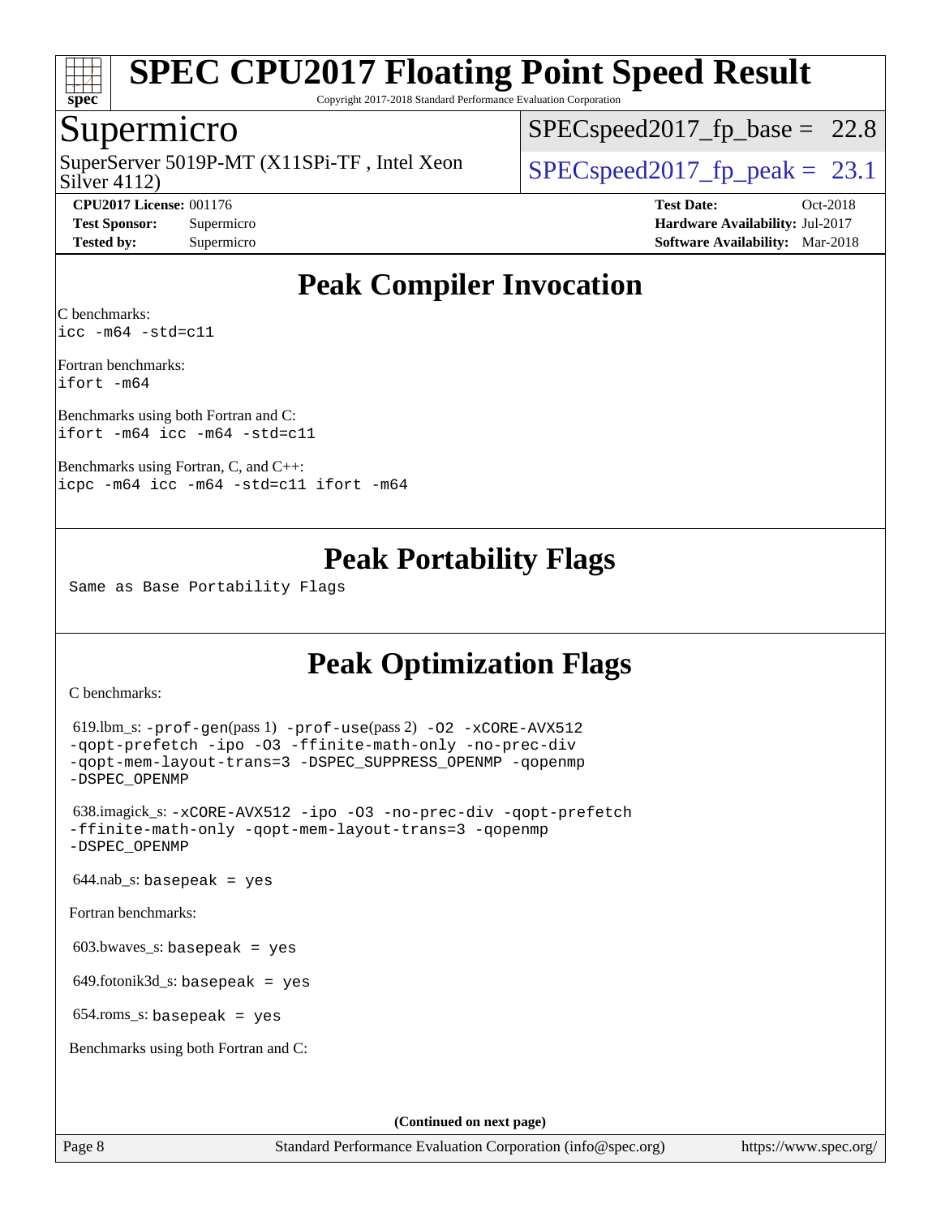# SPEC CPU2017 Floating Point Speed Result

Copyright 2017-2018 Standard Performance Evaluation Corporation

## Supermicro

SuperServer 5019P-MT (X11SPi-TF , Intel Xeon Silver 4112)

SPECspeed2017_fp_base = 22.8

SPECspeed2017_fp_peak = 23.1

**CPU2017 License:** 001176
**Test Sponsor:** Supermicro
**Tested by:** Supermicro

**Test Date:** Oct-2018
**Hardware Availability:** Jul-2017
**Software Availability:** Mar-2018

## Peak Compiler Invocation

C benchmarks:
`icc -m64 -std=c11`

Fortran benchmarks:
`ifort -m64`

Benchmarks using both Fortran and C:
`ifort -m64 icc -m64 -std=c11`

Benchmarks using Fortran, C, and C++:
`icpc -m64 icc -m64 -std=c11 ifort -m64`

## Peak Portability Flags

Same as Base Portability Flags

## Peak Optimization Flags

C benchmarks:

619.lbm_s: `-prof-gen`(pass 1) `-prof-use`(pass 2) `-O2 -xCORE-AVX512 -qopt-prefetch -ipo -O3 -ffinite-math-only -no-prec-div -qopt-mem-layout-trans=3 -DSPEC_SUPPRESS_OPENMP -qopenmp -DSPEC_OPENMP`

638.imagick_s: `-xCORE-AVX512 -ipo -O3 -no-prec-div -qopt-prefetch -ffinite-math-only -qopt-mem-layout-trans=3 -qopenmp -DSPEC_OPENMP`

644.nab_s: `basepeak = yes`

Fortran benchmarks:

603.bwaves_s: `basepeak = yes`

649.fotonik3d_s: `basepeak = yes`

654.roms_s: `basepeak = yes`

Benchmarks using both Fortran and C:

**(Continued on next page)**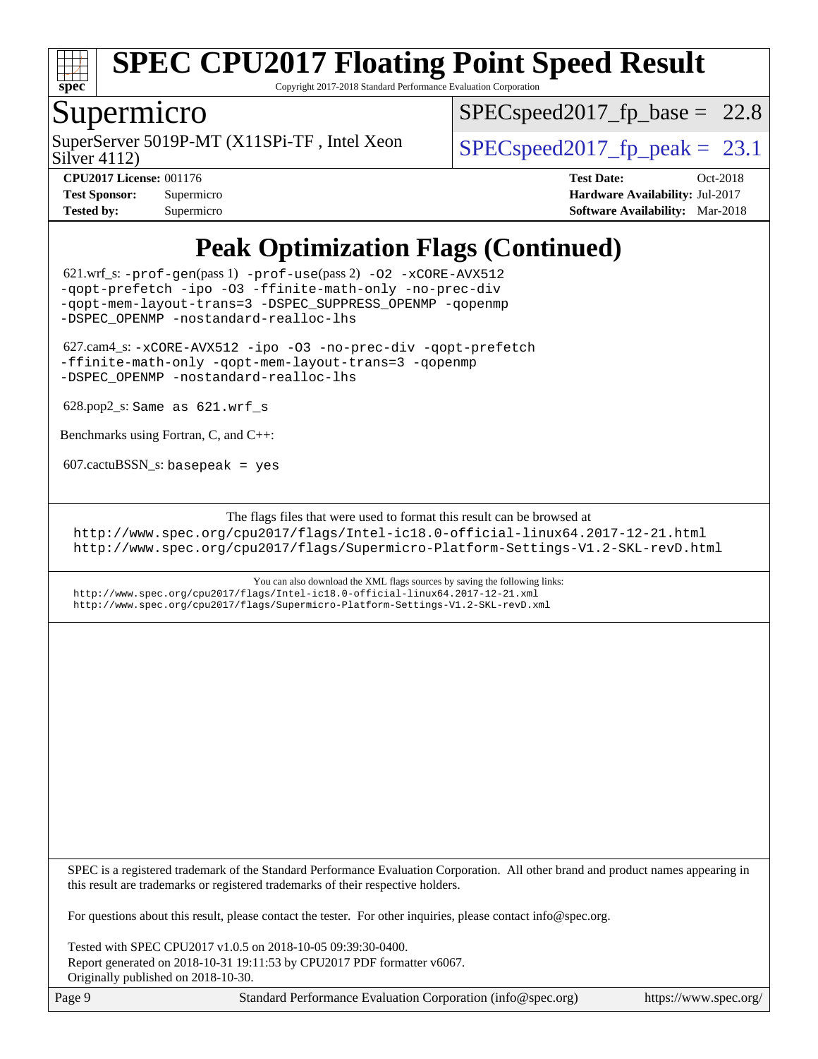# Peak Optimization Flags (Continued)

621.wrf_s: -prof-gen(pass 1) -prof-use(pass 2) -O2 -xCORE-AVX512 -qopt-prefetch -ipo -O3 -ffinite-math-only -no-prec-div -qopt-mem-layout-trans=3 -DSPEC_SUPPRESS_OPENMP -qopenmp -DSPEC_OPENMP -nostandard-realloc-lhs

627.cam4_s: -xCORE-AVX512 -ipo -O3 -no-prec-div -qopt-prefetch -ffinite-math-only -qopt-mem-layout-trans=3 -qopenmp -DSPEC_OPENMP -nostandard-realloc-lhs

628.pop2_s: Same as 621.wrf_s

Benchmarks using Fortran, C, and C++:

607.cactuBSSN_s: basepeak = yes

The flags files that were used to format this result can be browsed at
http://www.spec.org/cpu2017/flags/Intel-ic18.0-official-linux64.2017-12-21.html
http://www.spec.org/cpu2017/flags/Supermicro-Platform-Settings-V1.2-SKL-revD.html

You can also download the XML flags sources by saving the following links:
http://www.spec.org/cpu2017/flags/Intel-ic18.0-official-linux64.2017-12-21.xml
http://www.spec.org/cpu2017/flags/Supermicro-Platform-Settings-V1.2-SKL-revD.xml

SPEC is a registered trademark of the Standard Performance Evaluation Corporation. All other brand and product names appearing in this result are trademarks or registered trademarks of their respective holders.

For questions about this result, please contact the tester. For other inquiries, please contact info@spec.org.

Tested with SPEC CPU2017 v1.0.5 on 2018-10-05 09:39:30-0400.
Report generated on 2018-10-31 19:11:53 by CPU2017 PDF formatter v6067.
Originally published on 2018-10-30.